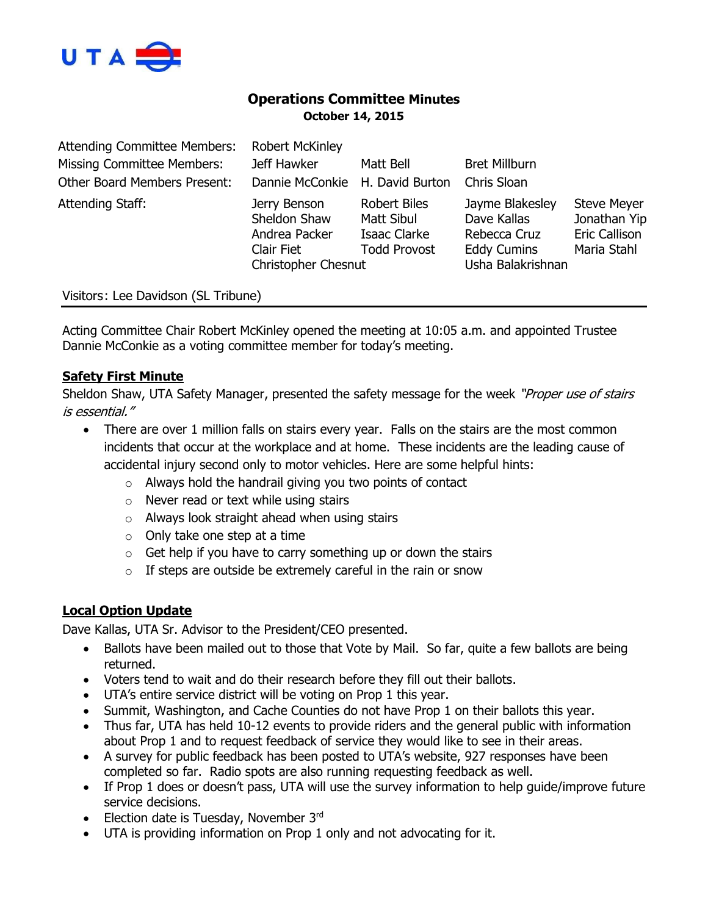UTA

# Operations Committee Minutes

**October 14, 2015**

| | | | | |
|---|---|---|---|---|
| Attending Committee Members: | Robert McKinley | | | |
| Missing Committee Members: | Jeff Hawker | Matt Bell | Bret Millburn | |
| Other Board Members Present: | Dannie McConkie | H. David Burton | Chris Sloan | |
| Attending Staff: | Jerry Benson<br>Sheldon Shaw<br>Andrea Packer<br>Clair Fiet<br>Christopher Chesnut | Robert Biles<br>Matt Sibul<br>Isaac Clarke<br>Todd Provost | Jayme Blakesley<br>Dave Kallas<br>Rebecca Cruz<br>Eddy Cumins<br>Usha Balakrishnan | Steve Meyer<br>Jonathan Yip<br>Eric Callison<br>Maria Stahl |

Visitors: Lee Davidson (SL Tribune)

---

Acting Committee Chair Robert McKinley opened the meeting at 10:05 a.m. and appointed Trustee Dannie McConkie as a voting committee member for today's meeting.

## Safety First Minute

Sheldon Shaw, UTA Safety Manager, presented the safety message for the week *"Proper use of stairs is essential."*

- There are over 1 million falls on stairs every year. Falls on the stairs are the most common incidents that occur at the workplace and at home. These incidents are the leading cause of accidental injury second only to motor vehicles. Here are some helpful hints:
  - Always hold the handrail giving you two points of contact
  - Never read or text while using stairs
  - Always look straight ahead when using stairs
  - Only take one step at a time
  - Get help if you have to carry something up or down the stairs
  - If steps are outside be extremely careful in the rain or snow

## Local Option Update

Dave Kallas, UTA Sr. Advisor to the President/CEO presented.

- Ballots have been mailed out to those that Vote by Mail. So far, quite a few ballots are being returned.
- Voters tend to wait and do their research before they fill out their ballots.
- UTA's entire service district will be voting on Prop 1 this year.
- Summit, Washington, and Cache Counties do not have Prop 1 on their ballots this year.
- Thus far, UTA has held 10-12 events to provide riders and the general public with information about Prop 1 and to request feedback of service they would like to see in their areas.
- A survey for public feedback has been posted to UTA's website, 927 responses have been completed so far. Radio spots are also running requesting feedback as well.
- If Prop 1 does or doesn't pass, UTA will use the survey information to help guide/improve future service decisions.
- Election date is Tuesday, November 3rd
- UTA is providing information on Prop 1 only and not advocating for it.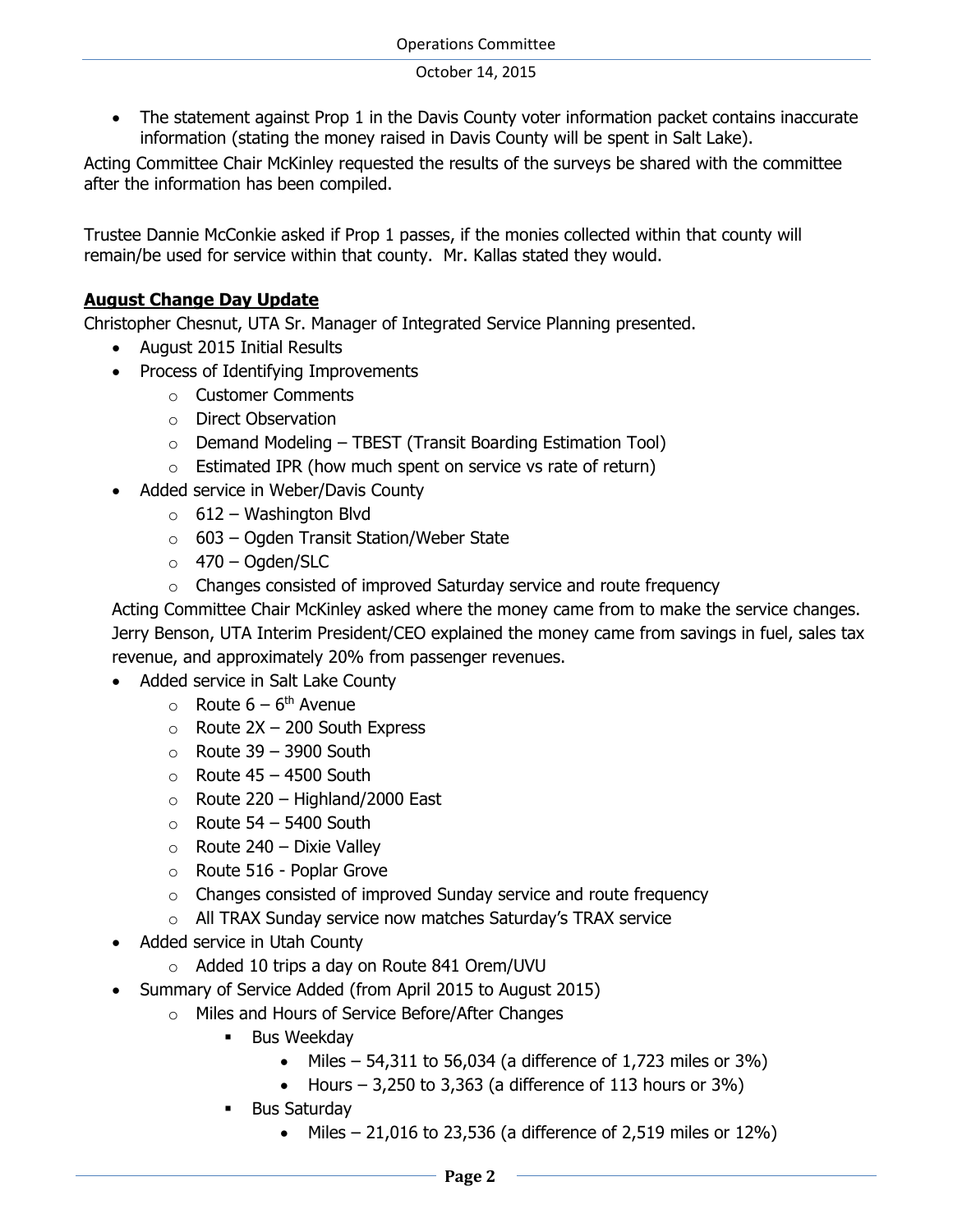- The statement against Prop 1 in the Davis County voter information packet contains inaccurate information (stating the money raised in Davis County will be spent in Salt Lake).

Acting Committee Chair McKinley requested the results of the surveys be shared with the committee after the information has been compiled.

Trustee Dannie McConkie asked if Prop 1 passes, if the monies collected within that county will remain/be used for service within that county. Mr. Kallas stated they would.

**August Change Day Update**

Christopher Chesnut, UTA Sr. Manager of Integrated Service Planning presented.

- August 2015 Initial Results
- Process of Identifying Improvements
  - Customer Comments
  - Direct Observation
  - Demand Modeling – TBEST (Transit Boarding Estimation Tool)
  - Estimated IPR (how much spent on service vs rate of return)
- Added service in Weber/Davis County
  - 612 – Washington Blvd
  - 603 – Ogden Transit Station/Weber State
  - 470 – Ogden/SLC
  - Changes consisted of improved Saturday service and route frequency

  Acting Committee Chair McKinley asked where the money came from to make the service changes. Jerry Benson, UTA Interim President/CEO explained the money came from savings in fuel, sales tax revenue, and approximately 20% from passenger revenues.
- Added service in Salt Lake County
  - Route 6 – 6th Avenue
  - Route 2X – 200 South Express
  - Route 39 – 3900 South
  - Route 45 – 4500 South
  - Route 220 – Highland/2000 East
  - Route 54 – 5400 South
  - Route 240 – Dixie Valley
  - Route 516 - Poplar Grove
  - Changes consisted of improved Sunday service and route frequency
  - All TRAX Sunday service now matches Saturday's TRAX service
- Added service in Utah County
  - Added 10 trips a day on Route 841 Orem/UVU
- Summary of Service Added (from April 2015 to August 2015)
  - Miles and Hours of Service Before/After Changes
    - Bus Weekday
      - Miles – 54,311 to 56,034 (a difference of 1,723 miles or 3%)
      - Hours – 3,250 to 3,363 (a difference of 113 hours or 3%)
    - Bus Saturday
      - Miles – 21,016 to 23,536 (a difference of 2,519 miles or 12%)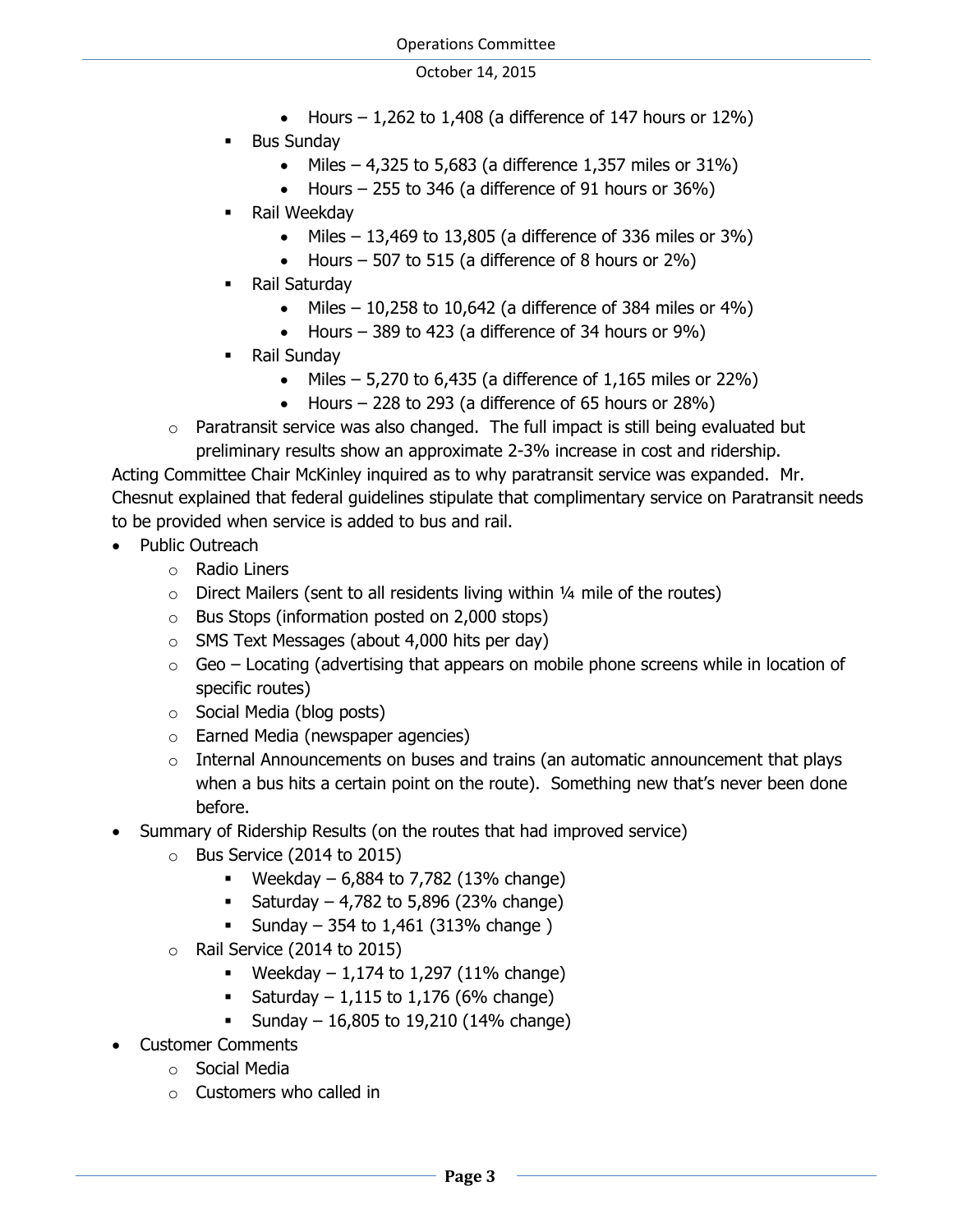- Hours – 1,262 to 1,408 (a difference of 147 hours or 12%)
    - Bus Sunday
        - Miles – 4,325 to 5,683 (a difference 1,357 miles or 31%)
        - Hours – 255 to 346 (a difference of 91 hours or 36%)
    - Rail Weekday
        - Miles – 13,469 to 13,805 (a difference of 336 miles or 3%)
        - Hours – 507 to 515 (a difference of 8 hours or 2%)
    - Rail Saturday
        - Miles – 10,258 to 10,642 (a difference of 384 miles or 4%)
        - Hours – 389 to 423 (a difference of 34 hours or 9%)
    - Rail Sunday
        - Miles – 5,270 to 6,435 (a difference of 1,165 miles or 22%)
        - Hours – 228 to 293 (a difference of 65 hours or 28%)
  - Paratransit service was also changed. The full impact is still being evaluated but preliminary results show an approximate 2-3% increase in cost and ridership.

Acting Committee Chair McKinley inquired as to why paratransit service was expanded. Mr. Chesnut explained that federal guidelines stipulate that complimentary service on Paratransit needs to be provided when service is added to bus and rail.

- Public Outreach
  - Radio Liners
  - Direct Mailers (sent to all residents living within ¼ mile of the routes)
  - Bus Stops (information posted on 2,000 stops)
  - SMS Text Messages (about 4,000 hits per day)
  - Geo – Locating (advertising that appears on mobile phone screens while in location of specific routes)
  - Social Media (blog posts)
  - Earned Media (newspaper agencies)
  - Internal Announcements on buses and trains (an automatic announcement that plays when a bus hits a certain point on the route). Something new that's never been done before.
- Summary of Ridership Results (on the routes that had improved service)
  - Bus Service (2014 to 2015)
    - Weekday – 6,884 to 7,782 (13% change)
    - Saturday – 4,782 to 5,896 (23% change)
    - Sunday – 354 to 1,461 (313% change )
  - Rail Service (2014 to 2015)
    - Weekday – 1,174 to 1,297 (11% change)
    - Saturday – 1,115 to 1,176 (6% change)
    - Sunday – 16,805 to 19,210 (14% change)
- Customer Comments
  - Social Media
  - Customers who called in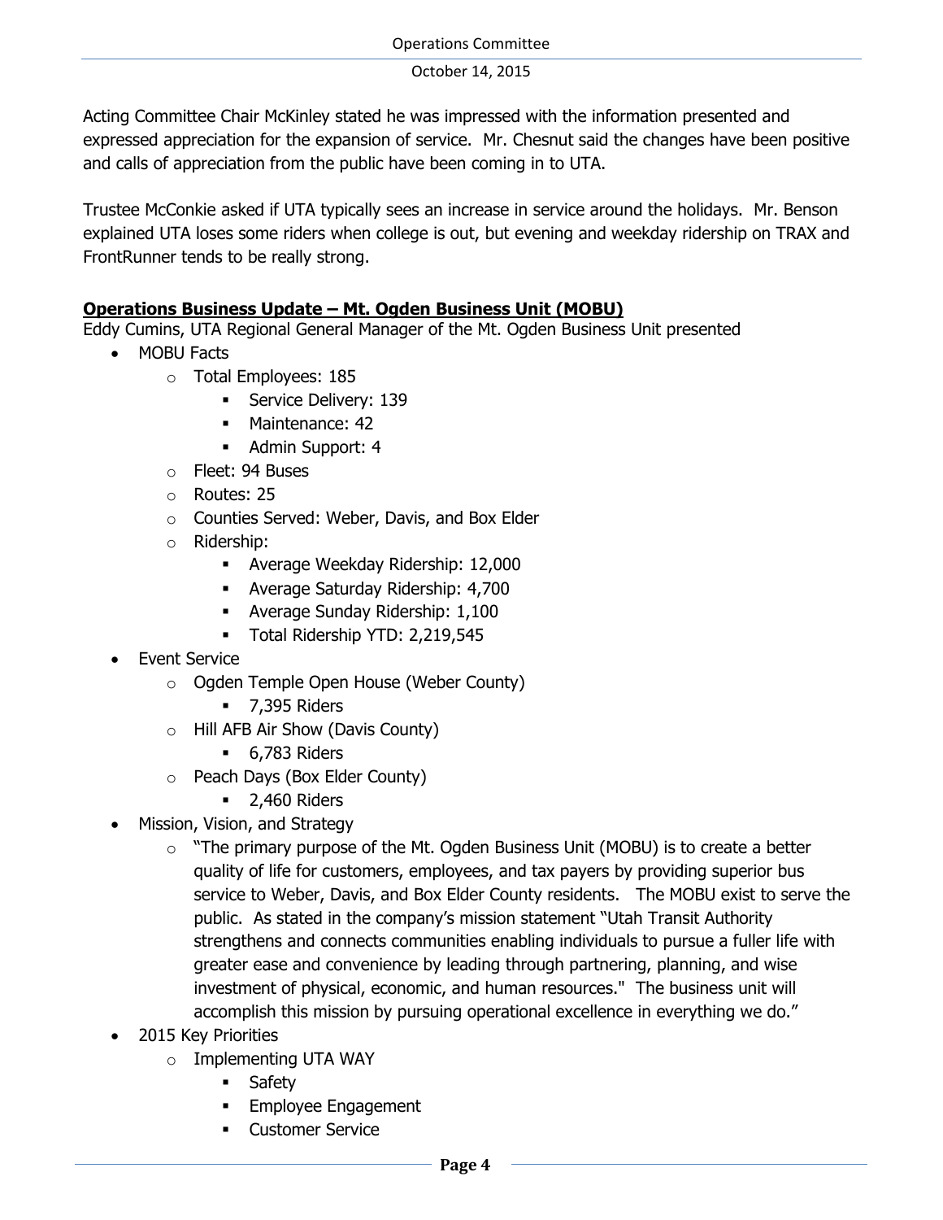Acting Committee Chair McKinley stated he was impressed with the information presented and expressed appreciation for the expansion of service. Mr. Chesnut said the changes have been positive and calls of appreciation from the public have been coming in to UTA.

Trustee McConkie asked if UTA typically sees an increase in service around the holidays. Mr. Benson explained UTA loses some riders when college is out, but evening and weekday ridership on TRAX and FrontRunner tends to be really strong.

**Operations Business Update – Mt. Ogden Business Unit (MOBU)**

Eddy Cumins, UTA Regional General Manager of the Mt. Ogden Business Unit presented

- MOBU Facts
  - Total Employees: 185
    - Service Delivery: 139
    - Maintenance: 42
    - Admin Support: 4
  - Fleet: 94 Buses
  - Routes: 25
  - Counties Served: Weber, Davis, and Box Elder
  - Ridership:
    - Average Weekday Ridership: 12,000
    - Average Saturday Ridership: 4,700
    - Average Sunday Ridership: 1,100
    - Total Ridership YTD: 2,219,545
- Event Service
  - Ogden Temple Open House (Weber County)
    - 7,395 Riders
  - Hill AFB Air Show (Davis County)
    - 6,783 Riders
  - Peach Days (Box Elder County)
    - 2,460 Riders
- Mission, Vision, and Strategy
  - "The primary purpose of the Mt. Ogden Business Unit (MOBU) is to create a better quality of life for customers, employees, and tax payers by providing superior bus service to Weber, Davis, and Box Elder County residents. The MOBU exist to serve the public. As stated in the company's mission statement "Utah Transit Authority strengthens and connects communities enabling individuals to pursue a fuller life with greater ease and convenience by leading through partnering, planning, and wise investment of physical, economic, and human resources." The business unit will accomplish this mission by pursuing operational excellence in everything we do."
- 2015 Key Priorities
  - Implementing UTA WAY
    - Safety
    - Employee Engagement
    - Customer Service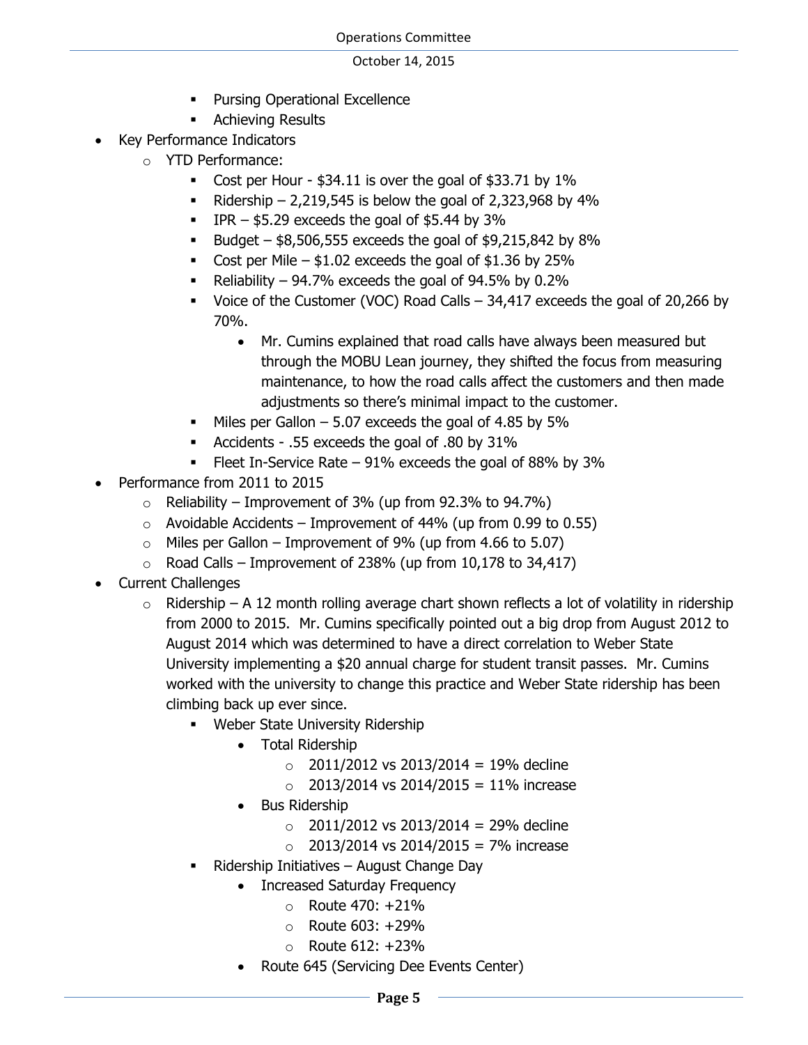- Pursing Operational Excellence
- Achieving Results

- Key Performance Indicators
  - YTD Performance:
    - Cost per Hour - $34.11 is over the goal of $33.71 by 1%
    - Ridership – 2,219,545 is below the goal of 2,323,968 by 4%
    - IPR – $5.29 exceeds the goal of $5.44 by 3%
    - Budget – $8,506,555 exceeds the goal of $9,215,842 by 8%
    - Cost per Mile – $1.02 exceeds the goal of $1.36 by 25%
    - Reliability – 94.7% exceeds the goal of 94.5% by 0.2%
    - Voice of the Customer (VOC) Road Calls – 34,417 exceeds the goal of 20,266 by 70%.
      - Mr. Cumins explained that road calls have always been measured but through the MOBU Lean journey, they shifted the focus from measuring maintenance, to how the road calls affect the customers and then made adjustments so there's minimal impact to the customer.
    - Miles per Gallon – 5.07 exceeds the goal of 4.85 by 5%
    - Accidents - .55 exceeds the goal of .80 by 31%
    - Fleet In-Service Rate – 91% exceeds the goal of 88% by 3%
- Performance from 2011 to 2015
  - Reliability – Improvement of 3% (up from 92.3% to 94.7%)
  - Avoidable Accidents – Improvement of 44% (up from 0.99 to 0.55)
  - Miles per Gallon – Improvement of 9% (up from 4.66 to 5.07)
  - Road Calls – Improvement of 238% (up from 10,178 to 34,417)
- Current Challenges
  - Ridership – A 12 month rolling average chart shown reflects a lot of volatility in ridership from 2000 to 2015. Mr. Cumins specifically pointed out a big drop from August 2012 to August 2014 which was determined to have a direct correlation to Weber State University implementing a $20 annual charge for student transit passes. Mr. Cumins worked with the university to change this practice and Weber State ridership has been climbing back up ever since.
    - Weber State University Ridership
      - Total Ridership
        - 2011/2012 vs 2013/2014 = 19% decline
        - 2013/2014 vs 2014/2015 = 11% increase
      - Bus Ridership
        - 2011/2012 vs 2013/2014 = 29% decline
        - 2013/2014 vs 2014/2015 = 7% increase
    - Ridership Initiatives – August Change Day
      - Increased Saturday Frequency
        - Route 470: +21%
        - Route 603: +29%
        - Route 612: +23%
      - Route 645 (Servicing Dee Events Center)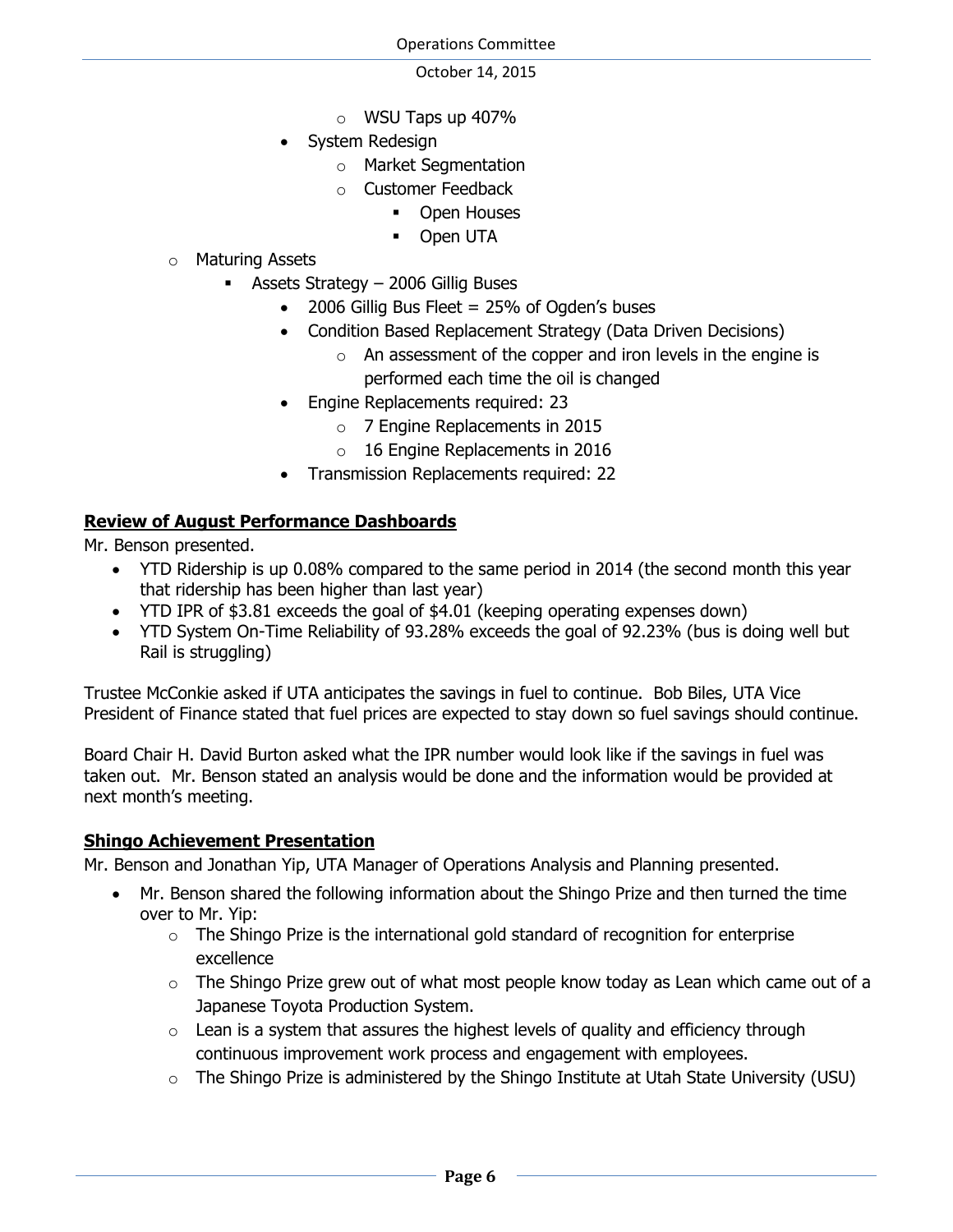- WSU Taps up 407%
- System Redesign
  - Market Segmentation
  - Customer Feedback
    - Open Houses
    - Open UTA
- Maturing Assets
  - Assets Strategy – 2006 Gillig Buses
    - 2006 Gillig Bus Fleet = 25% of Ogden's buses
    - Condition Based Replacement Strategy (Data Driven Decisions)
      - An assessment of the copper and iron levels in the engine is performed each time the oil is changed
    - Engine Replacements required: 23
      - 7 Engine Replacements in 2015
      - 16 Engine Replacements in 2016
    - Transmission Replacements required: 22

**Review of August Performance Dashboards**

Mr. Benson presented.

- YTD Ridership is up 0.08% compared to the same period in 2014 (the second month this year that ridership has been higher than last year)
- YTD IPR of $3.81 exceeds the goal of $4.01 (keeping operating expenses down)
- YTD System On-Time Reliability of 93.28% exceeds the goal of 92.23% (bus is doing well but Rail is struggling)

Trustee McConkie asked if UTA anticipates the savings in fuel to continue. Bob Biles, UTA Vice President of Finance stated that fuel prices are expected to stay down so fuel savings should continue.

Board Chair H. David Burton asked what the IPR number would look like if the savings in fuel was taken out. Mr. Benson stated an analysis would be done and the information would be provided at next month's meeting.

**Shingo Achievement Presentation**

Mr. Benson and Jonathan Yip, UTA Manager of Operations Analysis and Planning presented.

- Mr. Benson shared the following information about the Shingo Prize and then turned the time over to Mr. Yip:
  - The Shingo Prize is the international gold standard of recognition for enterprise excellence
  - The Shingo Prize grew out of what most people know today as Lean which came out of a Japanese Toyota Production System.
  - Lean is a system that assures the highest levels of quality and efficiency through continuous improvement work process and engagement with employees.
  - The Shingo Prize is administered by the Shingo Institute at Utah State University (USU)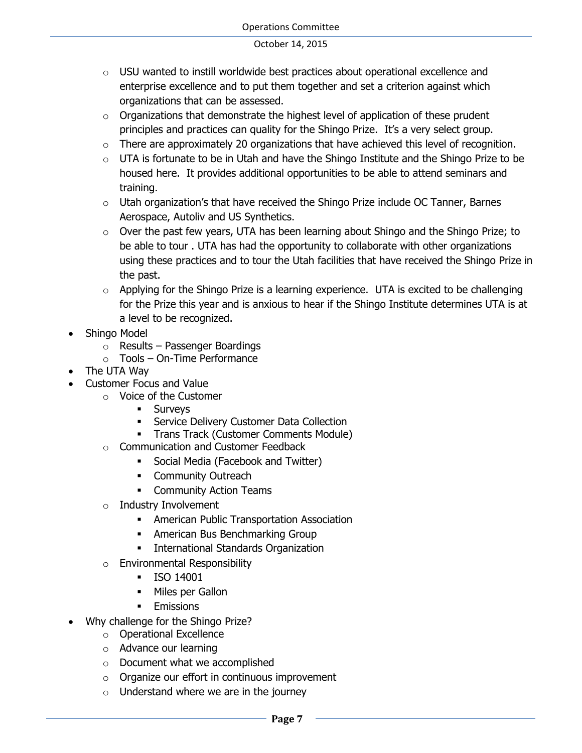- USU wanted to instill worldwide best practices about operational excellence and enterprise excellence and to put them together and set a criterion against which organizations that can be assessed.
- Organizations that demonstrate the highest level of application of these prudent principles and practices can quality for the Shingo Prize. It's a very select group.
- There are approximately 20 organizations that have achieved this level of recognition.
- UTA is fortunate to be in Utah and have the Shingo Institute and the Shingo Prize to be housed here. It provides additional opportunities to be able to attend seminars and training.
- Utah organization's that have received the Shingo Prize include OC Tanner, Barnes Aerospace, Autoliv and US Synthetics.
- Over the past few years, UTA has been learning about Shingo and the Shingo Prize; to be able to tour . UTA has had the opportunity to collaborate with other organizations using these practices and to tour the Utah facilities that have received the Shingo Prize in the past.
- Applying for the Shingo Prize is a learning experience. UTA is excited to be challenging for the Prize this year and is anxious to hear if the Shingo Institute determines UTA is at a level to be recognized.

- Shingo Model
  - Results – Passenger Boardings
  - Tools – On-Time Performance
- The UTA Way
- Customer Focus and Value
  - Voice of the Customer
    - Surveys
    - Service Delivery Customer Data Collection
    - Trans Track (Customer Comments Module)
  - Communication and Customer Feedback
    - Social Media (Facebook and Twitter)
    - Community Outreach
    - Community Action Teams
  - Industry Involvement
    - American Public Transportation Association
    - American Bus Benchmarking Group
    - International Standards Organization
  - Environmental Responsibility
    - ISO 14001
    - Miles per Gallon
    - Emissions
- Why challenge for the Shingo Prize?
  - Operational Excellence
  - Advance our learning
  - Document what we accomplished
  - Organize our effort in continuous improvement
  - Understand where we are in the journey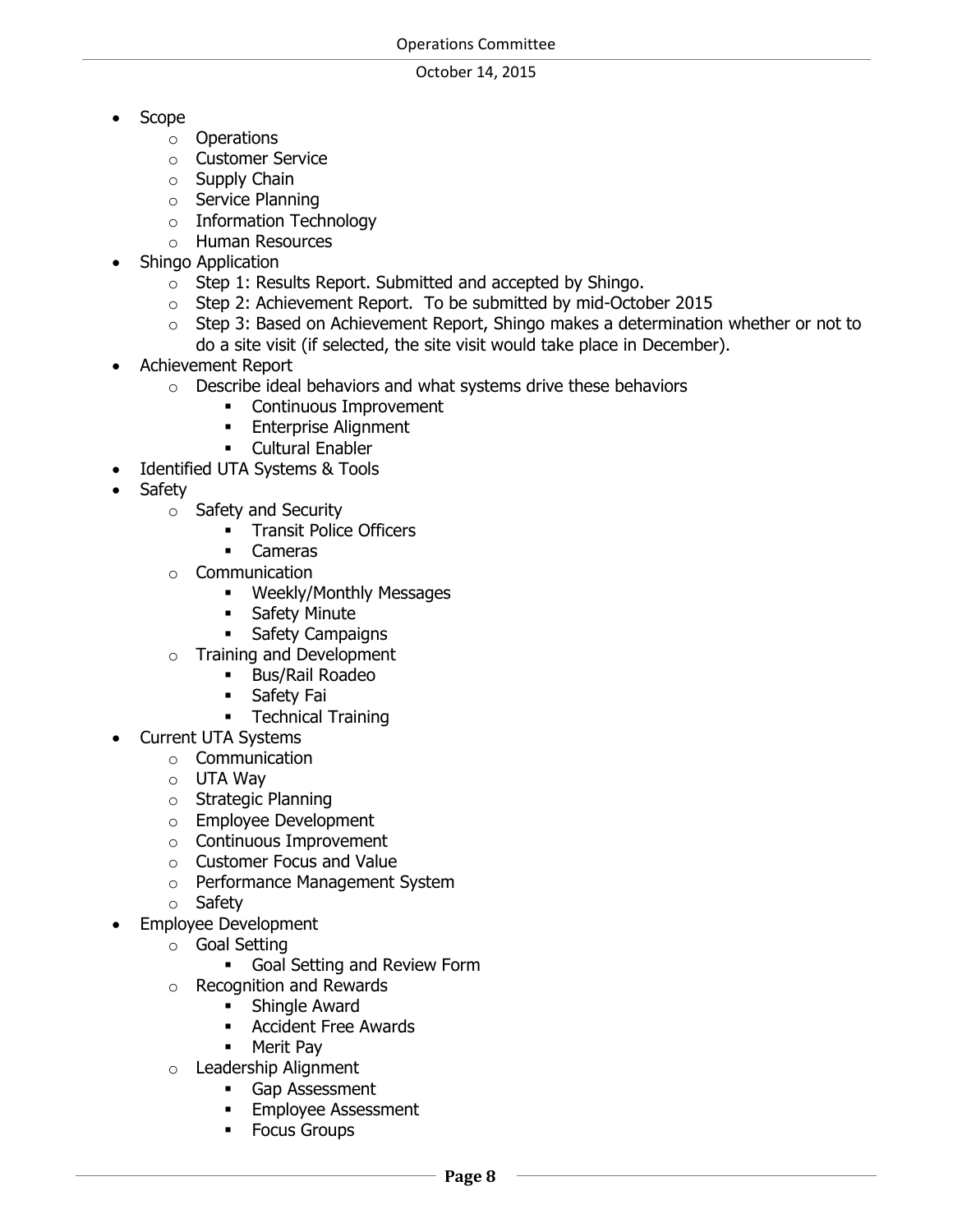- Scope
    - Operations
    - Customer Service
    - Supply Chain
    - Service Planning
    - Information Technology
    - Human Resources
- Shingo Application
    - Step 1: Results Report. Submitted and accepted by Shingo.
    - Step 2: Achievement Report. To be submitted by mid-October 2015
    - Step 3: Based on Achievement Report, Shingo makes a determination whether or not to do a site visit (if selected, the site visit would take place in December).
- Achievement Report
    - Describe ideal behaviors and what systems drive these behaviors
        - Continuous Improvement
        - Enterprise Alignment
        - Cultural Enabler
- Identified UTA Systems & Tools
- Safety
    - Safety and Security
        - Transit Police Officers
        - Cameras
    - Communication
        - Weekly/Monthly Messages
        - Safety Minute
        - Safety Campaigns
    - Training and Development
        - Bus/Rail Roadeo
        - Safety Fai
        - Technical Training
- Current UTA Systems
    - Communication
    - UTA Way
    - Strategic Planning
    - Employee Development
    - Continuous Improvement
    - Customer Focus and Value
    - Performance Management System
    - Safety
- Employee Development
    - Goal Setting
        - Goal Setting and Review Form
    - Recognition and Rewards
        - Shingle Award
        - Accident Free Awards
        - Merit Pay
    - Leadership Alignment
        - Gap Assessment
        - Employee Assessment
        - Focus Groups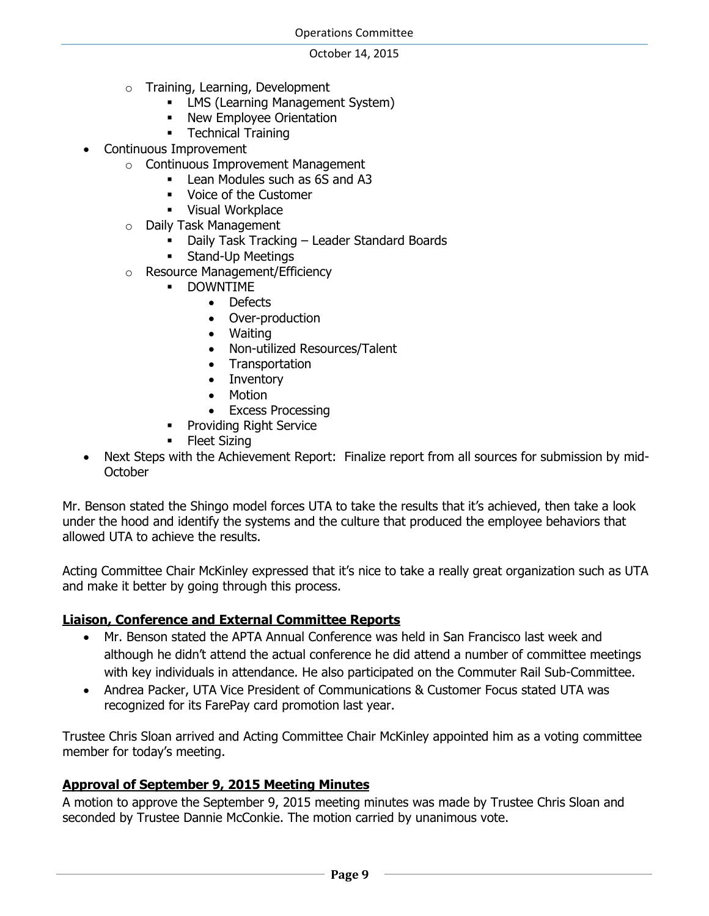- Training, Learning, Development
  - LMS (Learning Management System)
  - New Employee Orientation
  - Technical Training
- Continuous Improvement
  - Continuous Improvement Management
    - Lean Modules such as 6S and A3
    - Voice of the Customer
    - Visual Workplace
  - Daily Task Management
    - Daily Task Tracking – Leader Standard Boards
    - Stand-Up Meetings
  - Resource Management/Efficiency
    - DOWNTIME
      - Defects
      - Over-production
      - Waiting
      - Non-utilized Resources/Talent
      - Transportation
      - Inventory
      - Motion
      - Excess Processing
    - Providing Right Service
    - Fleet Sizing
- Next Steps with the Achievement Report: Finalize report from all sources for submission by mid-October

Mr. Benson stated the Shingo model forces UTA to take the results that it's achieved, then take a look under the hood and identify the systems and the culture that produced the employee behaviors that allowed UTA to achieve the results.

Acting Committee Chair McKinley expressed that it's nice to take a really great organization such as UTA and make it better by going through this process.

**Liaison, Conference and External Committee Reports**

- Mr. Benson stated the APTA Annual Conference was held in San Francisco last week and although he didn't attend the actual conference he did attend a number of committee meetings with key individuals in attendance. He also participated on the Commuter Rail Sub-Committee.
- Andrea Packer, UTA Vice President of Communications & Customer Focus stated UTA was recognized for its FarePay card promotion last year.

Trustee Chris Sloan arrived and Acting Committee Chair McKinley appointed him as a voting committee member for today's meeting.

**Approval of September 9, 2015 Meeting Minutes**

A motion to approve the September 9, 2015 meeting minutes was made by Trustee Chris Sloan and seconded by Trustee Dannie McConkie. The motion carried by unanimous vote.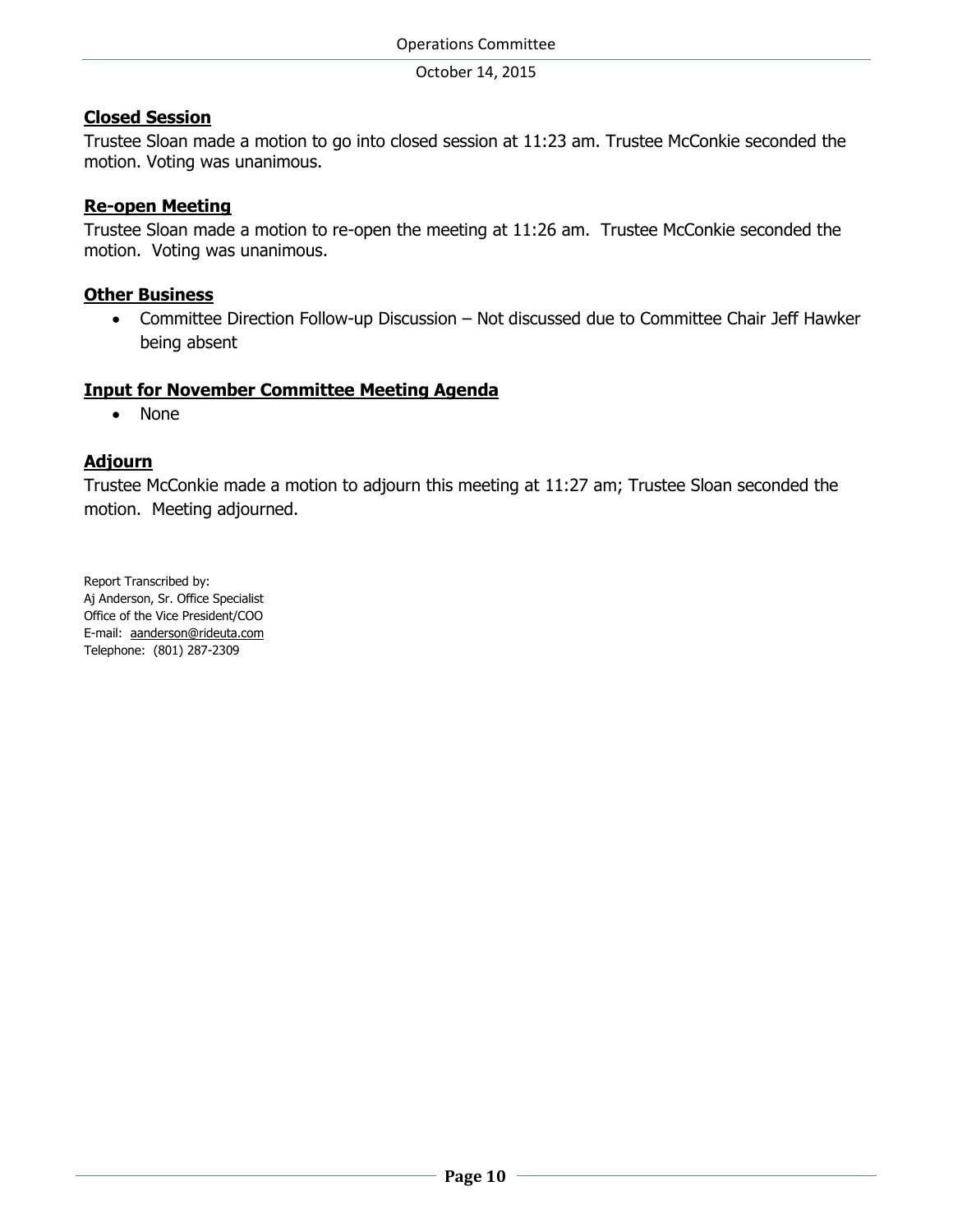## Closed Session

Trustee Sloan made a motion to go into closed session at 11:23 am. Trustee McConkie seconded the motion. Voting was unanimous.

## Re-open Meeting

Trustee Sloan made a motion to re-open the meeting at 11:26 am. Trustee McConkie seconded the motion. Voting was unanimous.

## Other Business

- Committee Direction Follow-up Discussion – Not discussed due to Committee Chair Jeff Hawker being absent

## Input for November Committee Meeting Agenda

- None

## Adjourn

Trustee McConkie made a motion to adjourn this meeting at 11:27 am; Trustee Sloan seconded the motion. Meeting adjourned.

Report Transcribed by:
Aj Anderson, Sr. Office Specialist
Office of the Vice President/COO
E-mail: aanderson@rideuta.com
Telephone: (801) 287-2309